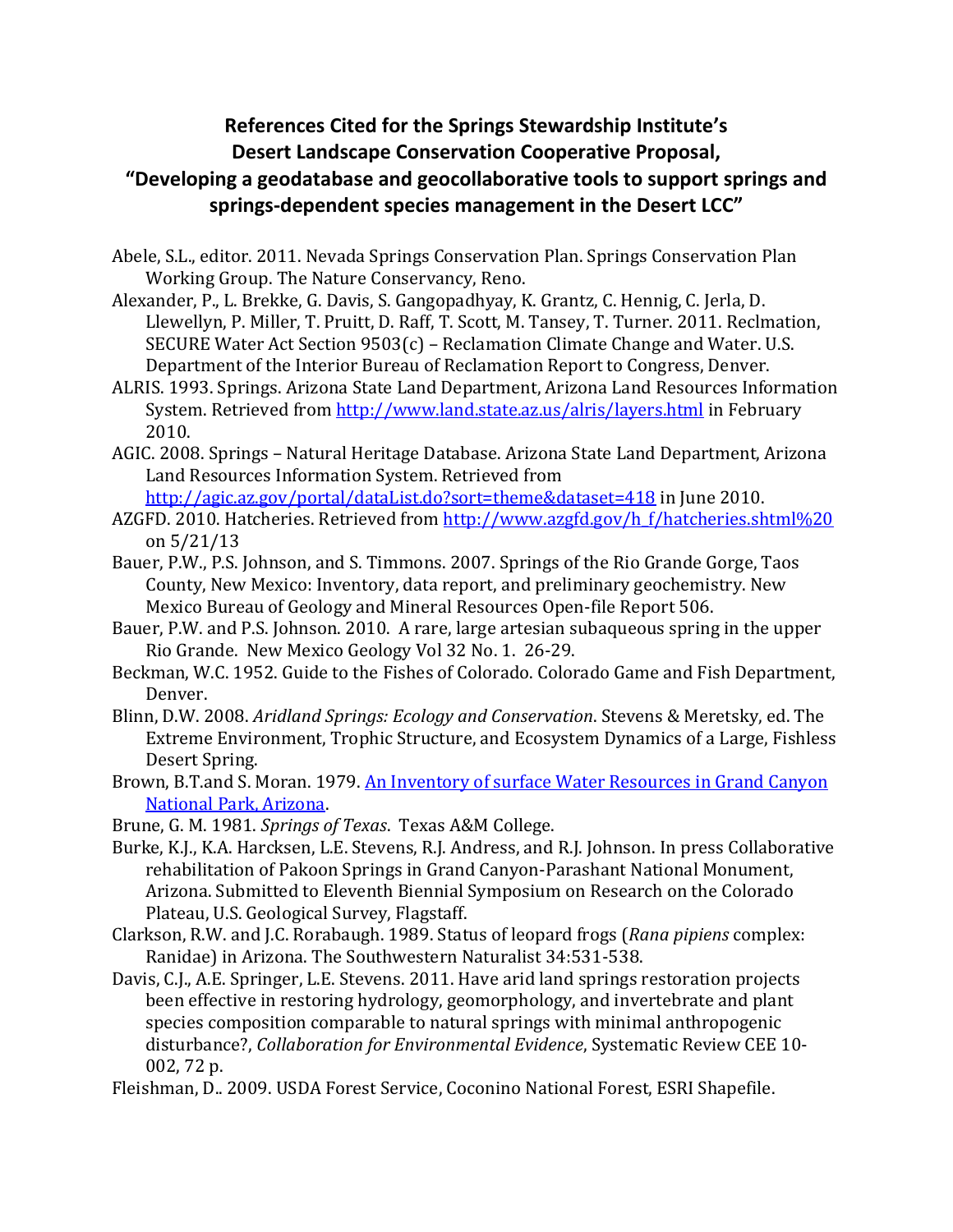## References Cited for the Springs Stewardship Institute's Desert Landscape Conservation Cooperative Proposal, "Developing a geodatabase and geocollaborative tools to support springs and springs-dependent species management in the Desert LCC"

Abele, S.L., editor. 2011. Nevada Springs Conservation Plan. Springs Conservation Plan Working Group. The Nature Conservancy, Reno.

Alexander, P., L. Brekke, G. Davis, S. Gangopadhyay, K. Grantz, C. Hennig, C. Jerla, D. Llewellyn, P. Miller, T. Pruitt, D. Raff, T. Scott, M. Tansey, T. Turner. 2011. Reclmation, SECURE Water Act Section 9503(c) – Reclamation Climate Change and Water. U.S. Department of the Interior Bureau of Reclamation Report to Congress, Denver.

ALRIS. 1993. Springs. Arizona State Land Department, Arizona Land Resources Information System. Retrieved from http://www.land.state.az.us/alris/layers.html in February 2010.

AGIC. 2008. Springs – Natural Heritage Database. Arizona State Land Department, Arizona Land Resources Information System. Retrieved from http://agic.az.gov/portal/dataList.do?sort=theme&dataset=418 in June 2010.

AZGFD. 2010. Hatcheries. Retrieved from http://www.azgfd.gov/h_f/hatcheries.shtml%20 on 5/21/13

Bauer, P.W., P.S. Johnson, and S. Timmons. 2007. Springs of the Rio Grande Gorge, Taos County, New Mexico: Inventory, data report, and preliminary geochemistry. New Mexico Bureau of Geology and Mineral Resources Open-file Report 506.

Bauer, P.W. and P.S. Johnson. 2010. A rare, large artesian subaqueous spring in the upper Rio Grande. New Mexico Geology Vol 32 No. 1. 26-29.

Beckman, W.C. 1952. Guide to the Fishes of Colorado. Colorado Game and Fish Department, Denver.

Blinn, D.W. 2008. *Aridland Springs: Ecology and Conservation*. Stevens & Meretsky, ed. The Extreme Environment, Trophic Structure, and Ecosystem Dynamics of a Large, Fishless Desert Spring.

Brown, B.T.and S. Moran. 1979. An Inventory of surface Water Resources in Grand Canyon National Park, Arizona.

Brune, G. M. 1981. *Springs of Texas*. Texas A&M College.

Burke, K.J., K.A. Harcksen, L.E. Stevens, R.J. Andress, and R.J. Johnson. In press Collaborative rehabilitation of Pakoon Springs in Grand Canyon-Parashant National Monument, Arizona. Submitted to Eleventh Biennial Symposium on Research on the Colorado Plateau, U.S. Geological Survey, Flagstaff.

Clarkson, R.W. and J.C. Rorabaugh. 1989. Status of leopard frogs (*Rana pipiens* complex: Ranidae) in Arizona. The Southwestern Naturalist 34:531-538.

Davis, C.J., A.E. Springer, L.E. Stevens. 2011. Have arid land springs restoration projects been effective in restoring hydrology, geomorphology, and invertebrate and plant species composition comparable to natural springs with minimal anthropogenic disturbance?, *Collaboration for Environmental Evidence*, Systematic Review CEE 10-002, 72 p.

Fleishman, D.. 2009. USDA Forest Service, Coconino National Forest, ESRI Shapefile.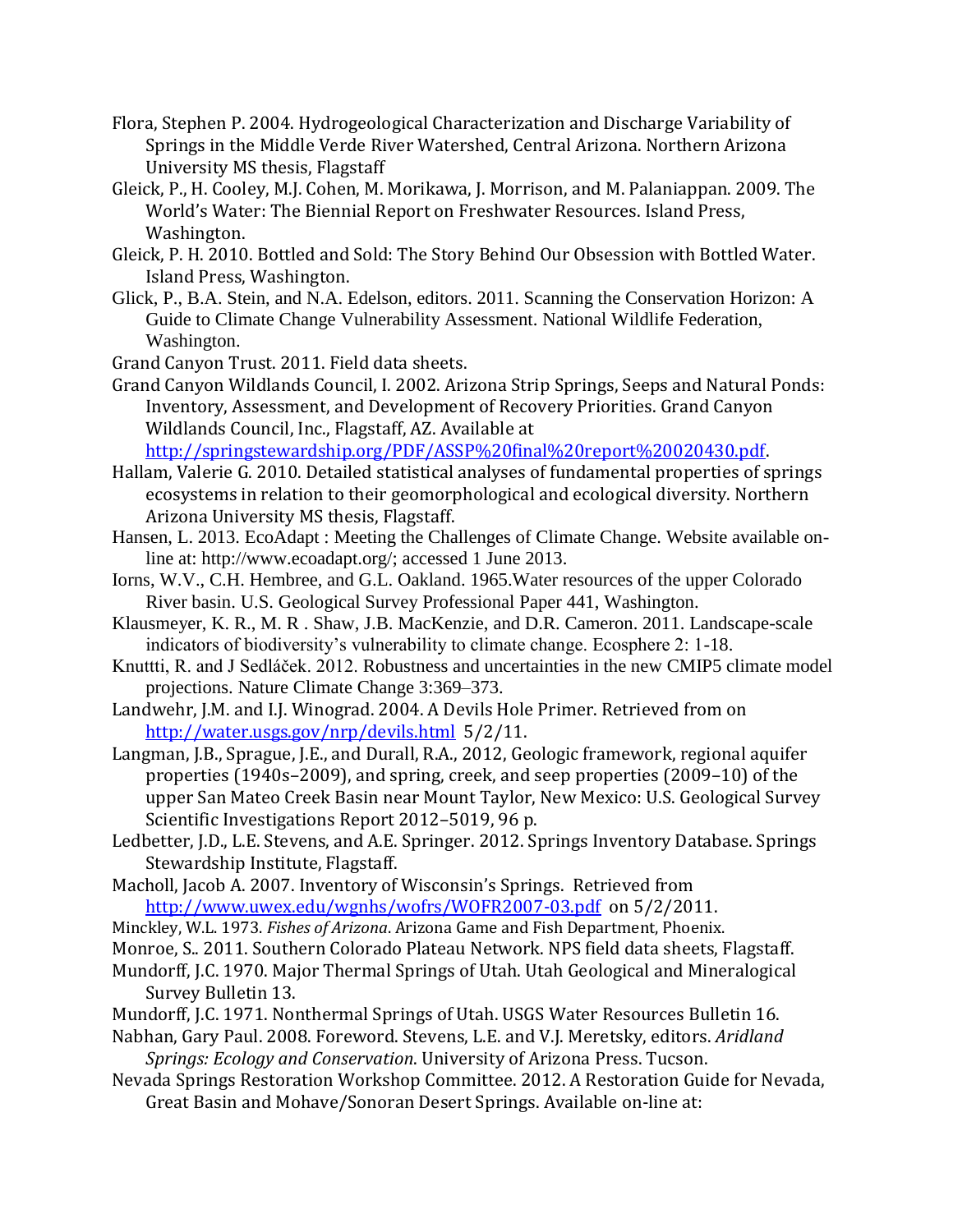Flora, Stephen P. 2004. Hydrogeological Characterization and Discharge Variability of Springs in the Middle Verde River Watershed, Central Arizona. Northern Arizona University MS thesis, Flagstaff

Gleick, P., H. Cooley, M.J. Cohen, M. Morikawa, J. Morrison, and M. Palaniappan. 2009. The World's Water: The Biennial Report on Freshwater Resources. Island Press, Washington.

Gleick, P. H. 2010. Bottled and Sold: The Story Behind Our Obsession with Bottled Water. Island Press, Washington.

Glick, P., B.A. Stein, and N.A. Edelson, editors. 2011. Scanning the Conservation Horizon: A Guide to Climate Change Vulnerability Assessment. National Wildlife Federation, Washington.

Grand Canyon Trust. 2011. Field data sheets.

Grand Canyon Wildlands Council, I. 2002. Arizona Strip Springs, Seeps and Natural Ponds: Inventory, Assessment, and Development of Recovery Priorities. Grand Canyon Wildlands Council, Inc., Flagstaff, AZ. Available at http://springstewardship.org/PDF/ASSP%20final%20report%20020430.pdf.

Hallam, Valerie G. 2010. Detailed statistical analyses of fundamental properties of springs ecosystems in relation to their geomorphological and ecological diversity. Northern Arizona University MS thesis, Flagstaff.

Hansen, L. 2013. EcoAdapt : Meeting the Challenges of Climate Change. Website available on-line at: http://www.ecoadapt.org/; accessed 1 June 2013.

Iorns, W.V., C.H. Hembree, and G.L. Oakland. 1965.Water resources of the upper Colorado River basin. U.S. Geological Survey Professional Paper 441, Washington.

Klausmeyer, K. R., M. R . Shaw, J.B. MacKenzie, and D.R. Cameron. 2011. Landscape-scale indicators of biodiversity's vulnerability to climate change. Ecosphere 2: 1-18.

Knuttti, R. and J Sedláček. 2012. Robustness and uncertainties in the new CMIP5 climate model projections. Nature Climate Change 3:369–373.

Landwehr, J.M. and I.J. Winograd. 2004. A Devils Hole Primer. Retrieved from on http://water.usgs.gov/nrp/devils.html 5/2/11.

Langman, J.B., Sprague, J.E., and Durall, R.A., 2012, Geologic framework, regional aquifer properties (1940s–2009), and spring, creek, and seep properties (2009–10) of the upper San Mateo Creek Basin near Mount Taylor, New Mexico: U.S. Geological Survey Scientific Investigations Report 2012–5019, 96 p.

Ledbetter, J.D., L.E. Stevens, and A.E. Springer. 2012. Springs Inventory Database. Springs Stewardship Institute, Flagstaff.

Macholl, Jacob A. 2007. Inventory of Wisconsin's Springs. Retrieved from http://www.uwex.edu/wgnhs/wofrs/WOFR2007-03.pdf on 5/2/2011.

Minckley, W.L. 1973. *Fishes of Arizona*. Arizona Game and Fish Department, Phoenix.

Monroe, S.. 2011. Southern Colorado Plateau Network. NPS field data sheets, Flagstaff.

Mundorff, J.C. 1970. Major Thermal Springs of Utah. Utah Geological and Mineralogical Survey Bulletin 13.

Mundorff, J.C. 1971. Nonthermal Springs of Utah. USGS Water Resources Bulletin 16.

Nabhan, Gary Paul. 2008. Foreword. Stevens, L.E. and V.J. Meretsky, editors. *Aridland Springs: Ecology and Conservation*. University of Arizona Press. Tucson.

Nevada Springs Restoration Workshop Committee. 2012. A Restoration Guide for Nevada, Great Basin and Mohave/Sonoran Desert Springs. Available on-line at: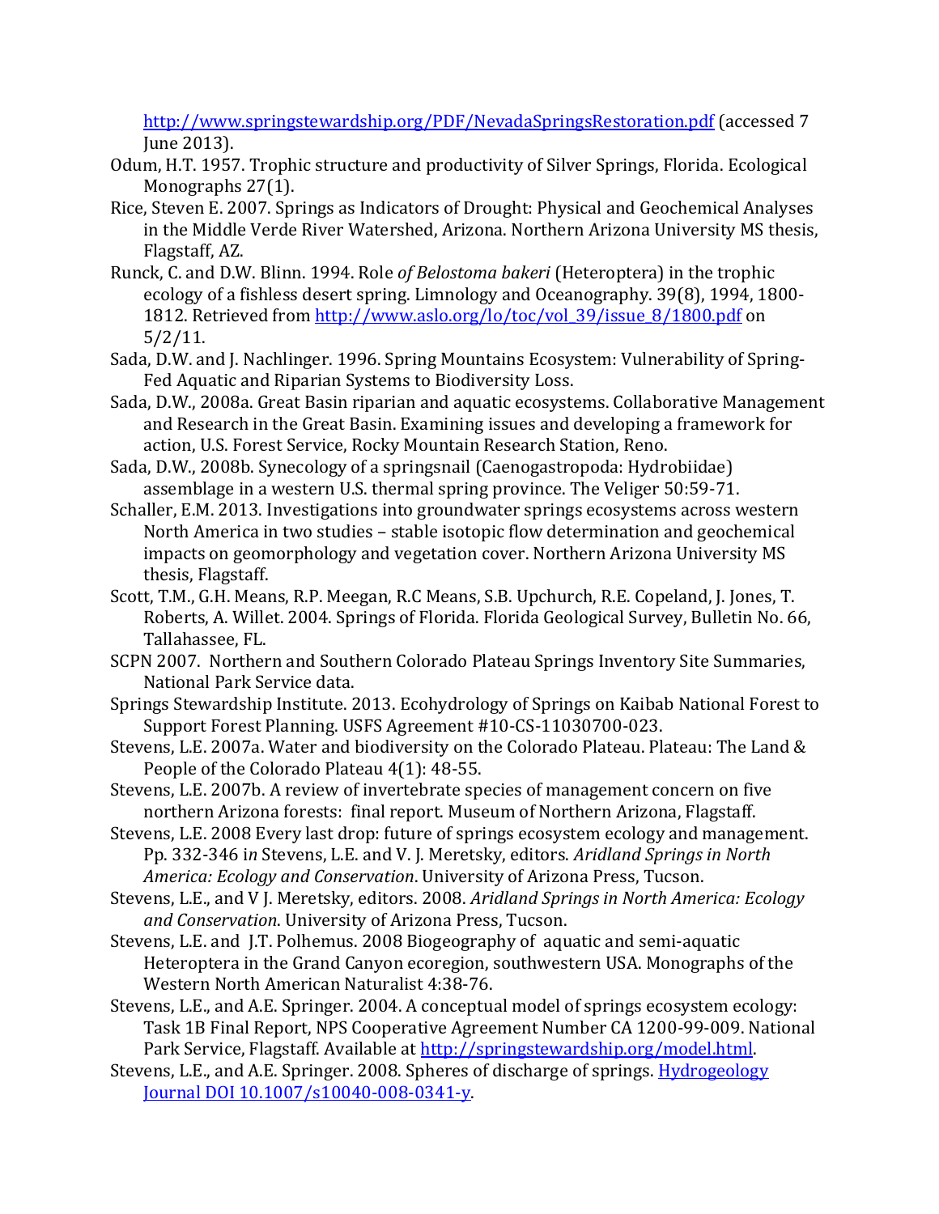http://www.springstewardship.org/PDF/NevadaSpringsRestoration.pdf (accessed 7 June 2013).

Odum, H.T. 1957. Trophic structure and productivity of Silver Springs, Florida. Ecological Monographs 27(1).

Rice, Steven E. 2007. Springs as Indicators of Drought: Physical and Geochemical Analyses in the Middle Verde River Watershed, Arizona. Northern Arizona University MS thesis, Flagstaff, AZ.

Runck, C. and D.W. Blinn. 1994. Role *of Belostoma bakeri* (Heteroptera) in the trophic ecology of a fishless desert spring. Limnology and Oceanography. 39(8), 1994, 1800-1812. Retrieved from http://www.aslo.org/lo/toc/vol_39/issue_8/1800.pdf on 5/2/11.

Sada, D.W. and J. Nachlinger. 1996. Spring Mountains Ecosystem: Vulnerability of Spring-Fed Aquatic and Riparian Systems to Biodiversity Loss.

Sada, D.W., 2008a. Great Basin riparian and aquatic ecosystems. Collaborative Management and Research in the Great Basin. Examining issues and developing a framework for action, U.S. Forest Service, Rocky Mountain Research Station, Reno.

Sada, D.W., 2008b. Synecology of a springsnail (Caenogastropoda: Hydrobiidae) assemblage in a western U.S. thermal spring province. The Veliger 50:59-71.

Schaller, E.M. 2013. Investigations into groundwater springs ecosystems across western North America in two studies – stable isotopic flow determination and geochemical impacts on geomorphology and vegetation cover. Northern Arizona University MS thesis, Flagstaff.

Scott, T.M., G.H. Means, R.P. Meegan, R.C Means, S.B. Upchurch, R.E. Copeland, J. Jones, T. Roberts, A. Willet. 2004. Springs of Florida. Florida Geological Survey, Bulletin No. 66, Tallahassee, FL.

SCPN 2007. Northern and Southern Colorado Plateau Springs Inventory Site Summaries, National Park Service data.

Springs Stewardship Institute. 2013. Ecohydrology of Springs on Kaibab National Forest to Support Forest Planning. USFS Agreement #10-CS-11030700-023.

Stevens, L.E. 2007a. Water and biodiversity on the Colorado Plateau. Plateau: The Land & People of the Colorado Plateau 4(1): 48-55.

Stevens, L.E. 2007b. A review of invertebrate species of management concern on five northern Arizona forests: final report. Museum of Northern Arizona, Flagstaff.

Stevens, L.E. 2008 Every last drop: future of springs ecosystem ecology and management. Pp. 332-346 i*n* Stevens, L.E. and V. J. Meretsky, editors. *Aridland Springs in North America: Ecology and Conservation*. University of Arizona Press, Tucson.

Stevens, L.E., and V J. Meretsky, editors. 2008. *Aridland Springs in North America: Ecology and Conservation*. University of Arizona Press, Tucson.

Stevens, L.E. and J.T. Polhemus. 2008 Biogeography of aquatic and semi-aquatic Heteroptera in the Grand Canyon ecoregion, southwestern USA. Monographs of the Western North American Naturalist 4:38-76.

Stevens, L.E., and A.E. Springer. 2004. A conceptual model of springs ecosystem ecology: Task 1B Final Report, NPS Cooperative Agreement Number CA 1200-99-009. National Park Service, Flagstaff. Available at http://springstewardship.org/model.html.

Stevens, L.E., and A.E. Springer. 2008. Spheres of discharge of springs. Hydrogeology Journal DOI 10.1007/s10040-008-0341-y.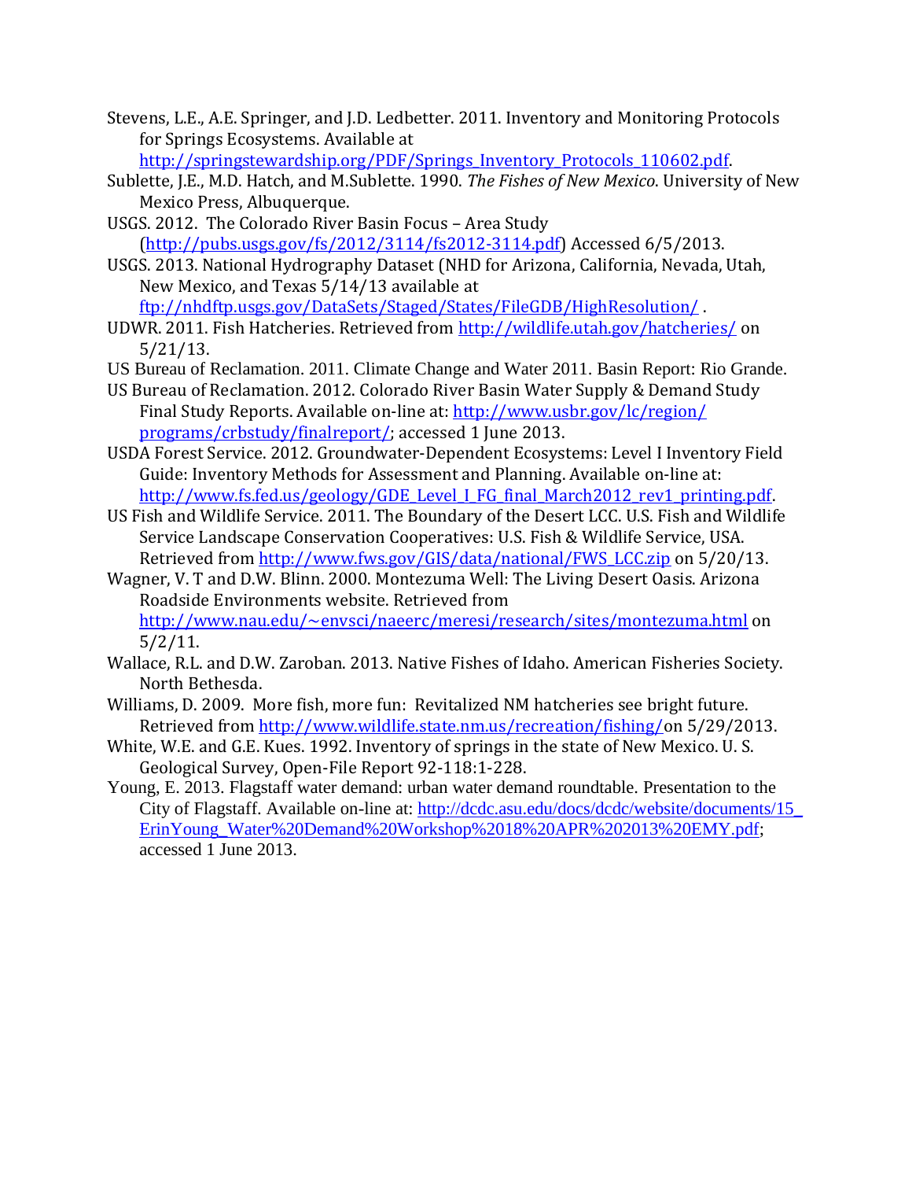Stevens, L.E., A.E. Springer, and J.D. Ledbetter. 2011. Inventory and Monitoring Protocols for Springs Ecosystems. Available at http://springstewardship.org/PDF/Springs_Inventory_Protocols_110602.pdf.

Sublette, J.E., M.D. Hatch, and M.Sublette. 1990. *The Fishes of New Mexico*. University of New Mexico Press, Albuquerque.

USGS. 2012. The Colorado River Basin Focus – Area Study (http://pubs.usgs.gov/fs/2012/3114/fs2012-3114.pdf) Accessed 6/5/2013.

USGS. 2013. National Hydrography Dataset (NHD for Arizona, California, Nevada, Utah, New Mexico, and Texas 5/14/13 available at ftp://nhdftp.usgs.gov/DataSets/Staged/States/FileGDB/HighResolution/ .

UDWR. 2011. Fish Hatcheries. Retrieved from http://wildlife.utah.gov/hatcheries/ on 5/21/13.

US Bureau of Reclamation. 2011. Climate Change and Water 2011. Basin Report: Rio Grande.

US Bureau of Reclamation. 2012. Colorado River Basin Water Supply & Demand Study Final Study Reports. Available on-line at: http://www.usbr.gov/lc/region/programs/crbstudy/finalreport/; accessed 1 June 2013.

USDA Forest Service. 2012. Groundwater-Dependent Ecosystems: Level I Inventory Field Guide: Inventory Methods for Assessment and Planning. Available on-line at: http://www.fs.fed.us/geology/GDE_Level_I_FG_final_March2012_rev1_printing.pdf.

US Fish and Wildlife Service. 2011. The Boundary of the Desert LCC. U.S. Fish and Wildlife Service Landscape Conservation Cooperatives: U.S. Fish & Wildlife Service, USA. Retrieved from http://www.fws.gov/GIS/data/national/FWS_LCC.zip on 5/20/13.

Wagner, V. T and D.W. Blinn. 2000. Montezuma Well: The Living Desert Oasis. Arizona Roadside Environments website. Retrieved from http://www.nau.edu/~envsci/naeerc/meresi/research/sites/montezuma.html on 5/2/11.

Wallace, R.L. and D.W. Zaroban. 2013. Native Fishes of Idaho. American Fisheries Society. North Bethesda.

Williams, D. 2009. More fish, more fun: Revitalized NM hatcheries see bright future. Retrieved from http://www.wildlife.state.nm.us/recreation/fishing/on 5/29/2013.

White, W.E. and G.E. Kues. 1992. Inventory of springs in the state of New Mexico. U. S. Geological Survey, Open-File Report 92-118:1-228.

Young, E. 2013. Flagstaff water demand: urban water demand roundtable. Presentation to the City of Flagstaff. Available on-line at: http://dcdc.asu.edu/docs/dcdc/website/documents/15_ErinYoung_Water%20Demand%20Workshop%2018%20APR%202013%20EMY.pdf; accessed 1 June 2013.